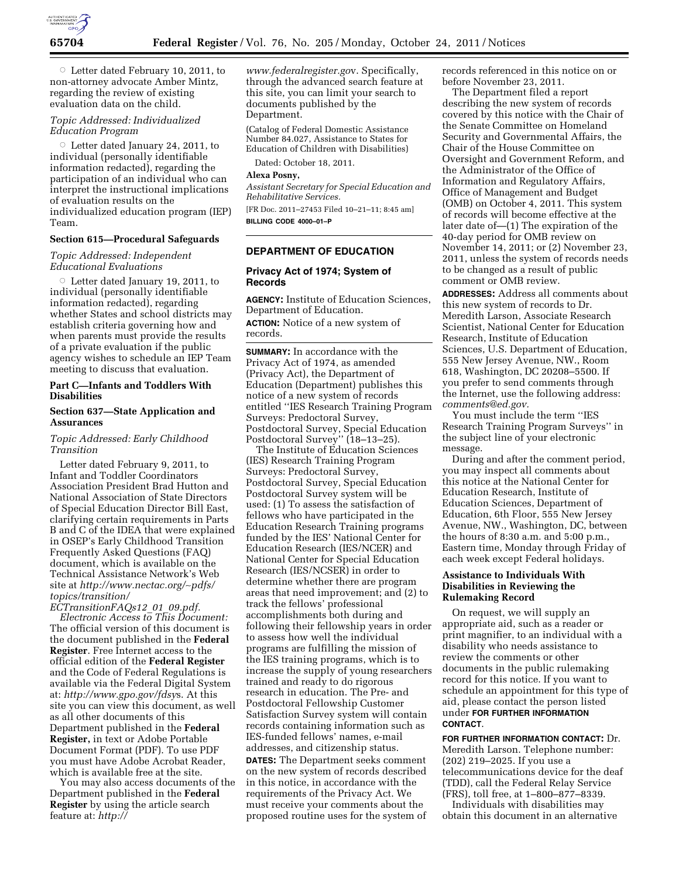◦ Letter dated February 10, 2011, to non-attorney advocate Amber Mintz, regarding the review of existing evaluation data on the child.

*Topic Addressed: Individualized Education Program*

◦ Letter dated January 24, 2011, to individual (personally identifiable information redacted), regarding the participation of an individual who can interpret the instructional implications of evaluation results on the individualized education program (IEP) Team.

**Section 615—Procedural Safeguards**

*Topic Addressed: Independent Educational Evaluations*

◦ Letter dated January 19, 2011, to individual (personally identifiable information redacted), regarding whether States and school districts may establish criteria governing how and when parents must provide the results of a private evaluation if the public agency wishes to schedule an IEP Team meeting to discuss that evaluation.

**Part C—Infants and Toddlers With Disabilities**

**Section 637—State Application and Assurances**

*Topic Addressed: Early Childhood Transition*

Letter dated February 9, 2011, to Infant and Toddler Coordinators Association President Brad Hutton and National Association of State Directors of Special Education Director Bill East, clarifying certain requirements in Parts B and C of the IDEA that were explained in OSEP's Early Childhood Transition Frequently Asked Questions (FAQ) document, which is available on the Technical Assistance Network's Web site at *http://www.nectac.org/~pdfs/topics/transition/ECTransitionFAQs12_01_09.pdf.*

*Electronic Access to This Document:* The official version of this document is the document published in the **Federal Register**. Free Internet access to the official edition of the **Federal Register** and the Code of Federal Regulations is available via the Federal Digital System at: *http://www.gpo.gov/fdsys*. At this site you can view this document, as well as all other documents of this Department published in the **Federal Register,** in text or Adobe Portable Document Format (PDF). To use PDF you must have Adobe Acrobat Reader, which is available free at the site.

You may also access documents of the Department published in the **Federal Register** by using the article search feature at: *http://www.federalregister.gov*. Specifically, through the advanced search feature at this site, you can limit your search to documents published by the Department.

(Catalog of Federal Domestic Assistance Number 84.027, Assistance to States for Education of Children with Disabilities)

Dated: October 18, 2011.

**Alexa Posny,**

*Assistant Secretary for Special Education and Rehabilitative Services.*

[FR Doc. 2011–27453 Filed 10–21–11; 8:45 am]

**BILLING CODE 4000–01–P**

## DEPARTMENT OF EDUCATION

### Privacy Act of 1974; System of Records

**AGENCY:** Institute of Education Sciences, Department of Education.

**ACTION:** Notice of a new system of records.

**SUMMARY:** In accordance with the Privacy Act of 1974, as amended (Privacy Act), the Department of Education (Department) publishes this notice of a new system of records entitled ''IES Research Training Program Surveys: Predoctoral Survey, Postdoctoral Survey, Special Education Postdoctoral Survey'' (18–13–25).

The Institute of Education Sciences (IES) Research Training Program Surveys: Predoctoral Survey, Postdoctoral Survey, Special Education Postdoctoral Survey system will be used: (1) To assess the satisfaction of fellows who have participated in the Education Research Training programs funded by the IES' National Center for Education Research (IES/NCER) and National Center for Special Education Research (IES/NCSER) in order to determine whether there are program areas that need improvement; and (2) to track the fellows' professional accomplishments both during and following their fellowship years in order to assess how well the individual programs are fulfilling the mission of the IES training programs, which is to increase the supply of young researchers trained and ready to do rigorous research in education. The Pre- and Postdoctoral Fellowship Customer Satisfaction Survey system will contain records containing information such as IES-funded fellows' names, e-mail addresses, and citizenship status.

**DATES:** The Department seeks comment on the new system of records described in this notice, in accordance with the requirements of the Privacy Act. We must receive your comments about the proposed routine uses for the system of records referenced in this notice on or before November 23, 2011.

The Department filed a report describing the new system of records covered by this notice with the Chair of the Senate Committee on Homeland Security and Governmental Affairs, the Chair of the House Committee on Oversight and Government Reform, and the Administrator of the Office of Information and Regulatory Affairs, Office of Management and Budget (OMB) on October 4, 2011. This system of records will become effective at the later date of—(1) The expiration of the 40-day period for OMB review on November 14, 2011; or (2) November 23, 2011, unless the system of records needs to be changed as a result of public comment or OMB review.

**ADDRESSES:** Address all comments about this new system of records to Dr. Meredith Larson, Associate Research Scientist, National Center for Education Research, Institute of Education Sciences, U.S. Department of Education, 555 New Jersey Avenue, NW., Room 618, Washington, DC 20208–5500. If you prefer to send comments through the Internet, use the following address: *comments@ed.gov.*

You must include the term ''IES Research Training Program Surveys'' in the subject line of your electronic message.

During and after the comment period, you may inspect all comments about this notice at the National Center for Education Research, Institute of Education Sciences, Department of Education, 6th Floor, 555 New Jersey Avenue, NW., Washington, DC, between the hours of 8:30 a.m. and 5:00 p.m., Eastern time, Monday through Friday of each week except Federal holidays.

**Assistance to Individuals With Disabilities in Reviewing the Rulemaking Record**

On request, we will supply an appropriate aid, such as a reader or print magnifier, to an individual with a disability who needs assistance to review the comments or other documents in the public rulemaking record for this notice. If you want to schedule an appointment for this type of aid, please contact the person listed under **FOR FURTHER INFORMATION CONTACT**.

**FOR FURTHER INFORMATION CONTACT:** Dr. Meredith Larson. Telephone number: (202) 219–2025. If you use a telecommunications device for the deaf (TDD), call the Federal Relay Service (FRS), toll free, at 1–800–877–8339.

Individuals with disabilities may obtain this document in an alternative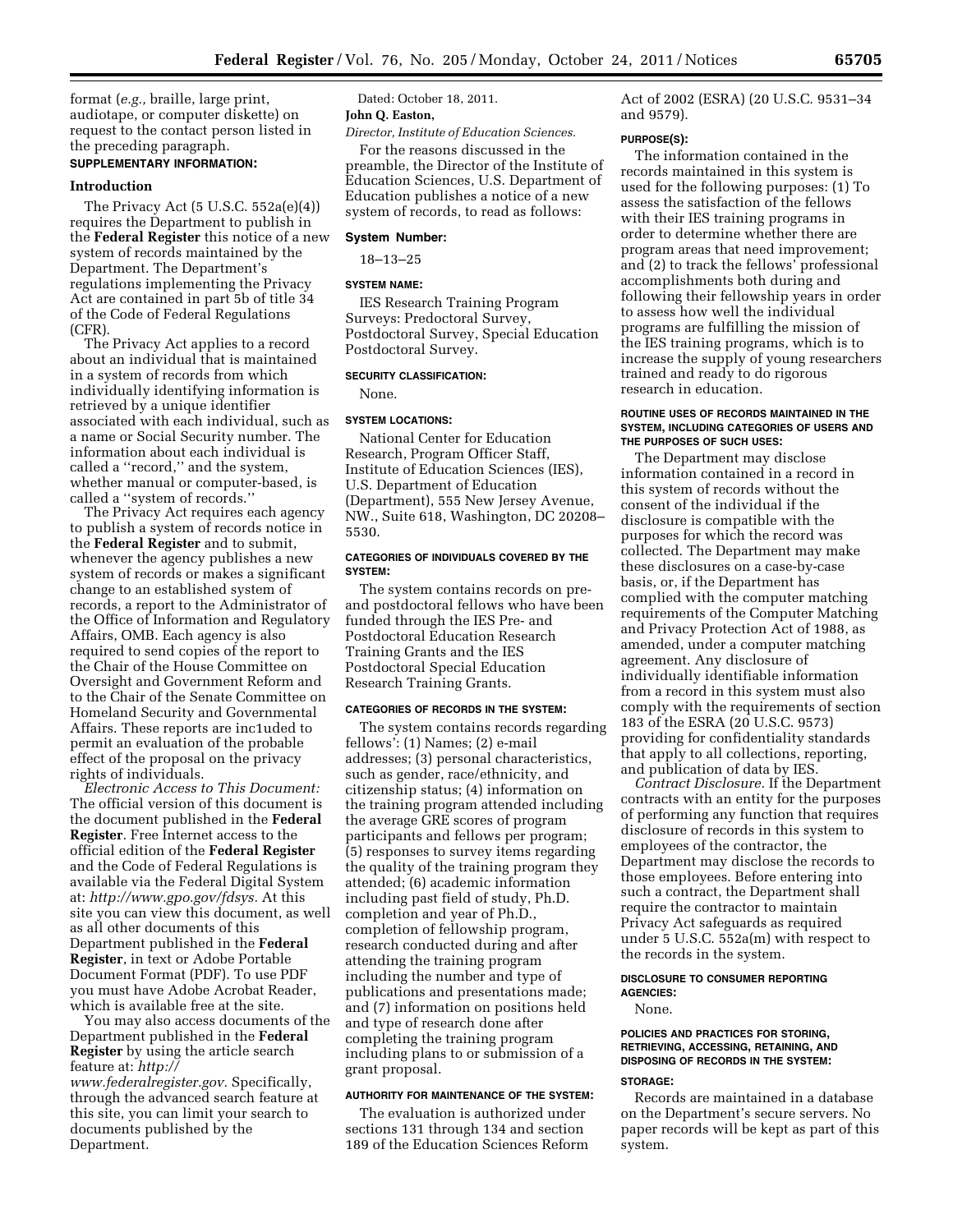format (*e.g.,* braille, large print, audiotape, or computer diskette) on request to the contact person listed in the preceding paragraph.

**SUPPLEMENTARY INFORMATION:**

### Introduction

The Privacy Act (5 U.S.C. 552a(e)(4)) requires the Department to publish in the **Federal Register** this notice of a new system of records maintained by the Department. The Department's regulations implementing the Privacy Act are contained in part 5b of title 34 of the Code of Federal Regulations (CFR).

The Privacy Act applies to a record about an individual that is maintained in a system of records from which individually identifying information is retrieved by a unique identifier associated with each individual, such as a name or Social Security number. The information about each individual is called a "record," and the system, whether manual or computer-based, is called a "system of records."

The Privacy Act requires each agency to publish a system of records notice in the **Federal Register** and to submit, whenever the agency publishes a new system of records or makes a significant change to an established system of records, a report to the Administrator of the Office of Information and Regulatory Affairs, OMB. Each agency is also required to send copies of the report to the Chair of the House Committee on Oversight and Government Reform and to the Chair of the Senate Committee on Homeland Security and Governmental Affairs. These reports are inc1uded to permit an evaluation of the probable effect of the proposal on the privacy rights of individuals.

*Electronic Access to This Document:* The official version of this document is the document published in the **Federal Register**. Free Internet access to the official edition of the **Federal Register** and the Code of Federal Regulations is available via the Federal Digital System at: *http://www.gpo.gov/fdsys.* At this site you can view this document, as well as all other documents of this Department published in the **Federal Register**, in text or Adobe Portable Document Format (PDF). To use PDF you must have Adobe Acrobat Reader, which is available free at the site.

You may also access documents of the Department published in the **Federal Register** by using the article search feature at: *http://www.federalregister.gov.* Specifically, through the advanced search feature at this site, you can limit your search to documents published by the Department.

Dated: October 18, 2011.

**John Q. Easton,**

*Director, Institute of Education Sciences.*

For the reasons discussed in the preamble, the Director of the Institute of Education Sciences, U.S. Department of Education publishes a notice of a new system of records, to read as follows:

### System Number:

18–13–25

#### SYSTEM NAME:

IES Research Training Program Surveys: Predoctoral Survey, Postdoctoral Survey, Special Education Postdoctoral Survey.

#### SECURITY CLASSIFICATION:

None.

#### SYSTEM LOCATIONS:

National Center for Education Research, Program Officer Staff, Institute of Education Sciences (IES), U.S. Department of Education (Department), 555 New Jersey Avenue, NW., Suite 618, Washington, DC 20208–5530.

#### CATEGORIES OF INDIVIDUALS COVERED BY THE SYSTEM:

The system contains records on pre- and postdoctoral fellows who have been funded through the IES Pre- and Postdoctoral Education Research Training Grants and the IES Postdoctoral Special Education Research Training Grants.

#### CATEGORIES OF RECORDS IN THE SYSTEM:

The system contains records regarding fellows': (1) Names; (2) e-mail addresses; (3) personal characteristics, such as gender, race/ethnicity, and citizenship status; (4) information on the training program attended including the average GRE scores of program participants and fellows per program; (5) responses to survey items regarding the quality of the training program they attended; (6) academic information including past field of study, Ph.D. completion and year of Ph.D., completion of fellowship program, research conducted during and after attending the training program including the number and type of publications and presentations made; and (7) information on positions held and type of research done after completing the training program including plans to or submission of a grant proposal.

#### AUTHORITY FOR MAINTENANCE OF THE SYSTEM:

The evaluation is authorized under sections 131 through 134 and section 189 of the Education Sciences Reform Act of 2002 (ESRA) (20 U.S.C. 9531–34 and 9579).

#### PURPOSE(S):

The information contained in the records maintained in this system is used for the following purposes: (1) To assess the satisfaction of the fellows with their IES training programs in order to determine whether there are program areas that need improvement; and (2) to track the fellows' professional accomplishments both during and following their fellowship years in order to assess how well the individual programs are fulfilling the mission of the IES training programs, which is to increase the supply of young researchers trained and ready to do rigorous research in education.

#### ROUTINE USES OF RECORDS MAINTAINED IN THE SYSTEM, INCLUDING CATEGORIES OF USERS AND THE PURPOSES OF SUCH USES:

The Department may disclose information contained in a record in this system of records without the consent of the individual if the disclosure is compatible with the purposes for which the record was collected. The Department may make these disclosures on a case-by-case basis, or, if the Department has complied with the computer matching requirements of the Computer Matching and Privacy Protection Act of 1988, as amended, under a computer matching agreement. Any disclosure of individually identifiable information from a record in this system must also comply with the requirements of section 183 of the ESRA (20 U.S.C. 9573) providing for confidentiality standards that apply to all collections, reporting, and publication of data by IES.

*Contract Disclosure.* If the Department contracts with an entity for the purposes of performing any function that requires disclosure of records in this system to employees of the contractor, the Department may disclose the records to those employees. Before entering into such a contract, the Department shall require the contractor to maintain Privacy Act safeguards as required under 5 U.S.C. 552a(m) with respect to the records in the system.

#### DISCLOSURE TO CONSUMER REPORTING AGENCIES:

None.

#### POLICIES AND PRACTICES FOR STORING, RETRIEVING, ACCESSING, RETAINING, AND DISPOSING OF RECORDS IN THE SYSTEM:

#### STORAGE:

Records are maintained in a database on the Department's secure servers. No paper records will be kept as part of this system.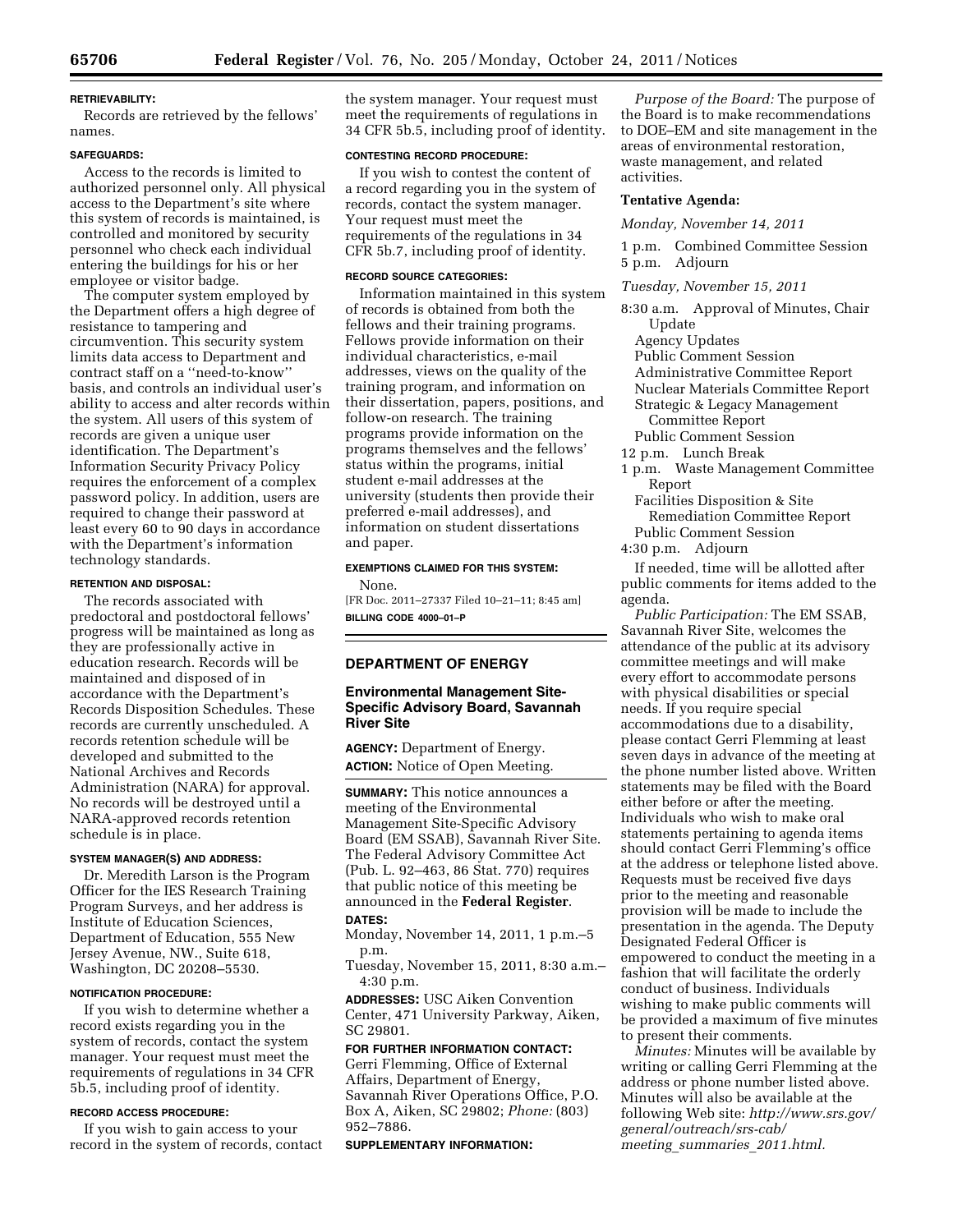**RETRIEVABILITY:**

Records are retrieved by the fellows' names.

**SAFEGUARDS:**

Access to the records is limited to authorized personnel only. All physical access to the Department's site where this system of records is maintained, is controlled and monitored by security personnel who check each individual entering the buildings for his or her employee or visitor badge.

The computer system employed by the Department offers a high degree of resistance to tampering and circumvention. This security system limits data access to Department and contract staff on a ''need-to-know'' basis, and controls an individual user's ability to access and alter records within the system. All users of this system of records are given a unique user identification. The Department's Information Security Privacy Policy requires the enforcement of a complex password policy. In addition, users are required to change their password at least every 60 to 90 days in accordance with the Department's information technology standards.

**RETENTION AND DISPOSAL:**

The records associated with predoctoral and postdoctoral fellows' progress will be maintained as long as they are professionally active in education research. Records will be maintained and disposed of in accordance with the Department's Records Disposition Schedules. These records are currently unscheduled. A records retention schedule will be developed and submitted to the National Archives and Records Administration (NARA) for approval. No records will be destroyed until a NARA-approved records retention schedule is in place.

**SYSTEM MANAGER(S) AND ADDRESS:**

Dr. Meredith Larson is the Program Officer for the IES Research Training Program Surveys, and her address is Institute of Education Sciences, Department of Education, 555 New Jersey Avenue, NW., Suite 618, Washington, DC 20208–5530.

**NOTIFICATION PROCEDURE:**

If you wish to determine whether a record exists regarding you in the system of records, contact the system manager. Your request must meet the requirements of regulations in 34 CFR 5b.5, including proof of identity.

**RECORD ACCESS PROCEDURE:**

If you wish to gain access to your record in the system of records, contact the system manager. Your request must meet the requirements of regulations in 34 CFR 5b.5, including proof of identity.

**CONTESTING RECORD PROCEDURE:**

If you wish to contest the content of a record regarding you in the system of records, contact the system manager. Your request must meet the requirements of the regulations in 34 CFR 5b.7, including proof of identity.

**RECORD SOURCE CATEGORIES:**

Information maintained in this system of records is obtained from both the fellows and their training programs. Fellows provide information on their individual characteristics, e-mail addresses, views on the quality of the training program, and information on their dissertation, papers, positions, and follow-on research. The training programs provide information on the programs themselves and the fellows' status within the programs, initial student e-mail addresses at the university (students then provide their preferred e-mail addresses), and information on student dissertations and paper.

**EXEMPTIONS CLAIMED FOR THIS SYSTEM:**

None.

[FR Doc. 2011–27337 Filed 10–21–11; 8:45 am]

**BILLING CODE 4000–01–P**

---

## DEPARTMENT OF ENERGY

### Environmental Management Site-Specific Advisory Board, Savannah River Site

**AGENCY:** Department of Energy.

**ACTION:** Notice of Open Meeting.

**SUMMARY:** This notice announces a meeting of the Environmental Management Site-Specific Advisory Board (EM SSAB), Savannah River Site. The Federal Advisory Committee Act (Pub. L. 92–463, 86 Stat. 770) requires that public notice of this meeting be announced in the **Federal Register**.

**DATES:**

Monday, November 14, 2011, 1 p.m.–5 p.m.

Tuesday, November 15, 2011, 8:30 a.m.–4:30 p.m.

**ADDRESSES:** USC Aiken Convention Center, 471 University Parkway, Aiken, SC 29801.

**FOR FURTHER INFORMATION CONTACT:** Gerri Flemming, Office of External Affairs, Department of Energy, Savannah River Operations Office, P.O. Box A, Aiken, SC 29802; *Phone:* (803) 952–7886.

**SUPPLEMENTARY INFORMATION:**

*Purpose of the Board:* The purpose of the Board is to make recommendations to DOE–EM and site management in the areas of environmental restoration, waste management, and related activities.

**Tentative Agenda:**

*Monday, November 14, 2011*

1 p.m. Combined Committee Session
5 p.m. Adjourn

*Tuesday, November 15, 2011*

8:30 a.m. Approval of Minutes, Chair Update
Agency Updates
Public Comment Session
Administrative Committee Report
Nuclear Materials Committee Report
Strategic & Legacy Management Committee Report
Public Comment Session
12 p.m. Lunch Break
1 p.m. Waste Management Committee Report
Facilities Disposition & Site Remediation Committee Report
Public Comment Session
4:30 p.m. Adjourn

If needed, time will be allotted after public comments for items added to the agenda.

*Public Participation:* The EM SSAB, Savannah River Site, welcomes the attendance of the public at its advisory committee meetings and will make every effort to accommodate persons with physical disabilities or special needs. If you require special accommodations due to a disability, please contact Gerri Flemming at least seven days in advance of the meeting at the phone number listed above. Written statements may be filed with the Board either before or after the meeting. Individuals who wish to make oral statements pertaining to agenda items should contact Gerri Flemming's office at the address or telephone listed above. Requests must be received five days prior to the meeting and reasonable provision will be made to include the presentation in the agenda. The Deputy Designated Federal Officer is empowered to conduct the meeting in a fashion that will facilitate the orderly conduct of business. Individuals wishing to make public comments will be provided a maximum of five minutes to present their comments.

*Minutes:* Minutes will be available by writing or calling Gerri Flemming at the address or phone number listed above. Minutes will also be available at the following Web site: *http://www.srs.gov/general/outreach/srs-cab/meeting_summaries_2011.html.*